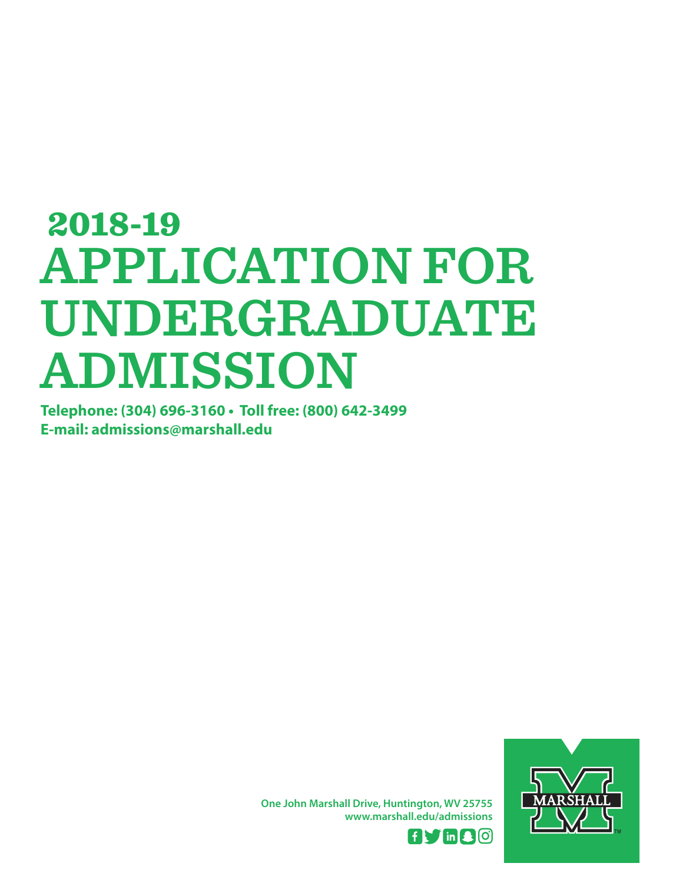# 2018-19 APPLICATION FOR UNDERGRADUATE ADMISSION

**Telephone: (304) 696-3160 • Toll free: (800) 642-3499**
**E-mail: admissions@marshall.edu**

One John Marshall Drive, Huntington, WV 25755
www.marshall.edu/admissions

MARSHALL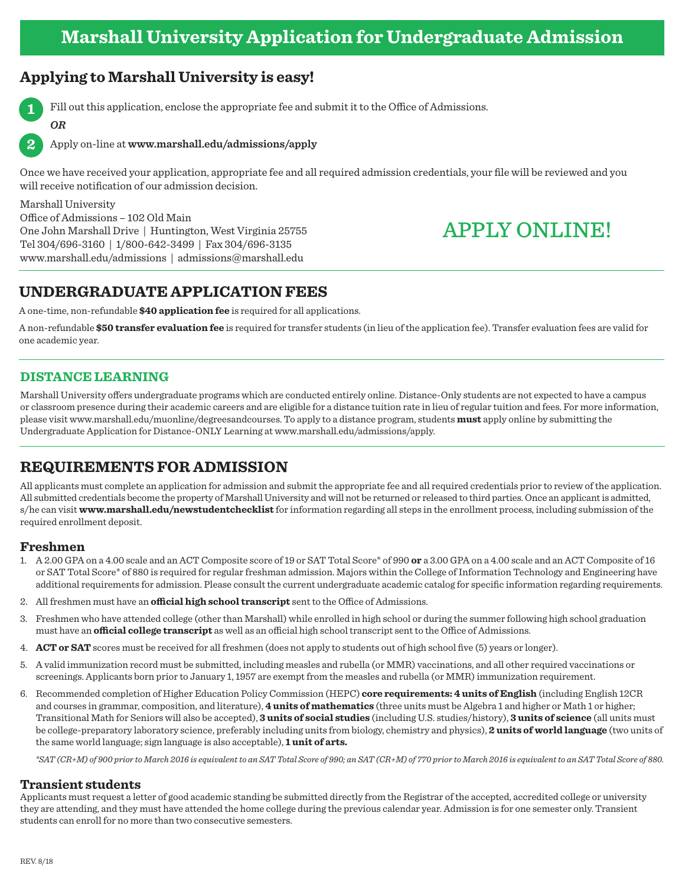# Marshall University Application for Undergraduate Admission

## Applying to Marshall University is easy!

1. Fill out this application, enclose the appropriate fee and submit it to the Office of Admissions.

   *OR*

2. Apply on-line at **www.marshall.edu/admissions/apply**

Once we have received your application, appropriate fee and all required admission credentials, your file will be reviewed and you will receive notification of our admission decision.

Marshall University
Office of Admissions – 102 Old Main
One John Marshall Drive | Huntington, West Virginia 25755
Tel 304/696-3160 | 1/800-642-3499 | Fax 304/696-3135
www.marshall.edu/admissions | admissions@marshall.edu

APPLY ONLINE!

## UNDERGRADUATE APPLICATION FEES

A one-time, non-refundable **$40 application fee** is required for all applications.

A non-refundable **$50 transfer evaluation fee** is required for transfer students (in lieu of the application fee). Transfer evaluation fees are valid for one academic year.

### DISTANCE LEARNING

Marshall University offers undergraduate programs which are conducted entirely online. Distance-Only students are not expected to have a campus or classroom presence during their academic careers and are eligible for a distance tuition rate in lieu of regular tuition and fees. For more information, please visit www.marshall.edu/muonline/degreesandcourses. To apply to a distance program, students **must** apply online by submitting the Undergraduate Application for Distance-ONLY Learning at www.marshall.edu/admissions/apply.

## REQUIREMENTS FOR ADMISSION

All applicants must complete an application for admission and submit the appropriate fee and all required credentials prior to review of the application. All submitted credentials become the property of Marshall University and will not be returned or released to third parties. Once an applicant is admitted, s/he can visit **www.marshall.edu/newstudentchecklist** for information regarding all steps in the enrollment process, including submission of the required enrollment deposit.

### Freshmen

1. A 2.00 GPA on a 4.00 scale and an ACT Composite score of 19 or SAT Total Score* of 990 **or** a 3.00 GPA on a 4.00 scale and an ACT Composite of 16 or SAT Total Score* of 880 is required for regular freshman admission. Majors within the College of Information Technology and Engineering have additional requirements for admission. Please consult the current undergraduate academic catalog for specific information regarding requirements.
2. All freshmen must have an **official high school transcript** sent to the Office of Admissions.
3. Freshmen who have attended college (other than Marshall) while enrolled in high school or during the summer following high school graduation must have an **official college transcript** as well as an official high school transcript sent to the Office of Admissions.
4. **ACT or SAT** scores must be received for all freshmen (does not apply to students out of high school five (5) years or longer).
5. A valid immunization record must be submitted, including measles and rubella (or MMR) vaccinations, and all other required vaccinations or screenings. Applicants born prior to January 1, 1957 are exempt from the measles and rubella (or MMR) immunization requirement.
6. Recommended completion of Higher Education Policy Commission (HEPC) **core requirements: 4 units of English** (including English 12CR and courses in grammar, composition, and literature), **4 units of mathematics** (three units must be Algebra 1 and higher or Math 1 or higher; Transitional Math for Seniors will also be accepted), **3 units of social studies** (including U.S. studies/history), **3 units of science** (all units must be college-preparatory laboratory science, preferably including units from biology, chemistry and physics), **2 units of world language** (two units of the same world language; sign language is also acceptable), **1 unit of arts.**

*\*SAT (CR+M) of 900 prior to March 2016 is equivalent to an SAT Total Score of 990; an SAT (CR+M) of 770 prior to March 2016 is equivalent to an SAT Total Score of 880.*

### Transient students

Applicants must request a letter of good academic standing be submitted directly from the Registrar of the accepted, accredited college or university they are attending, and they must have attended the home college during the previous calendar year. Admission is for one semester only. Transient students can enroll for no more than two consecutive semesters.

REV. 8/18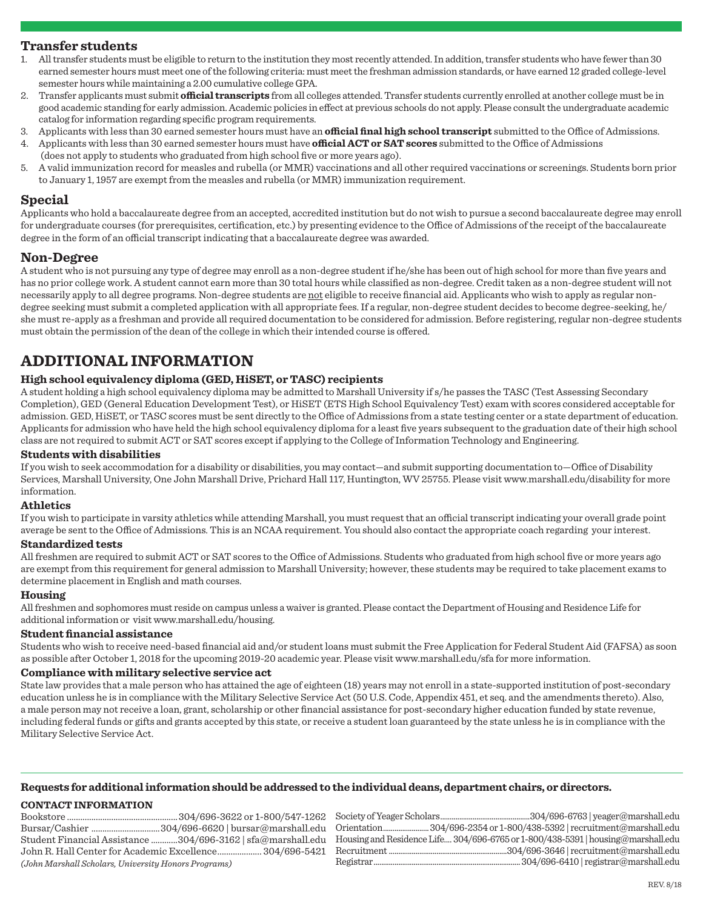## Transfer students

1. All transfer students must be eligible to return to the institution they most recently attended. In addition, transfer students who have fewer than 30 earned semester hours must meet one of the following criteria: must meet the freshman admission standards, or have earned 12 graded college-level semester hours while maintaining a 2.00 cumulative college GPA.
2. Transfer applicants must submit **official transcripts** from all colleges attended. Transfer students currently enrolled at another college must be in good academic standing for early admission. Academic policies in effect at previous schools do not apply. Please consult the undergraduate academic catalog for information regarding specific program requirements.
3. Applicants with less than 30 earned semester hours must have an **official final high school transcript** submitted to the Office of Admissions.
4. Applicants with less than 30 earned semester hours must have **official ACT or SAT scores** submitted to the Office of Admissions (does not apply to students who graduated from high school five or more years ago).
5. A valid immunization record for measles and rubella (or MMR) vaccinations and all other required vaccinations or screenings. Students born prior to January 1, 1957 are exempt from the measles and rubella (or MMR) immunization requirement.

## Special

Applicants who hold a baccalaureate degree from an accepted, accredited institution but do not wish to pursue a second baccalaureate degree may enroll for undergraduate courses (for prerequisites, certification, etc.) by presenting evidence to the Office of Admissions of the receipt of the baccalaureate degree in the form of an official transcript indicating that a baccalaureate degree was awarded.

## Non-Degree

A student who is not pursuing any type of degree may enroll as a non-degree student if he/she has been out of high school for more than five years and has no prior college work. A student cannot earn more than 30 total hours while classified as non-degree. Credit taken as a non-degree student will not necessarily apply to all degree programs. Non-degree students are not eligible to receive financial aid. Applicants who wish to apply as regular non-degree seeking must submit a completed application with all appropriate fees. If a regular, non-degree student decides to become degree-seeking, he/she must re-apply as a freshman and provide all required documentation to be considered for admission. Before registering, regular non-degree students must obtain the permission of the dean of the college in which their intended course is offered.

# ADDITIONAL INFORMATION

### High school equivalency diploma (GED, HiSET, or TASC) recipients

A student holding a high school equivalency diploma may be admitted to Marshall University if s/he passes the TASC (Test Assessing Secondary Completion), GED (General Education Development Test), or HiSET (ETS High School Equivalency Test) exam with scores considered acceptable for admission. GED, HiSET, or TASC scores must be sent directly to the Office of Admissions from a state testing center or a state department of education. Applicants for admission who have held the high school equivalency diploma for a least five years subsequent to the graduation date of their high school class are not required to submit ACT or SAT scores except if applying to the College of Information Technology and Engineering.

### Students with disabilities

If you wish to seek accommodation for a disability or disabilities, you may contact—and submit supporting documentation to—Office of Disability Services, Marshall University, One John Marshall Drive, Prichard Hall 117, Huntington, WV 25755. Please visit www.marshall.edu/disability for more information.

### Athletics

If you wish to participate in varsity athletics while attending Marshall, you must request that an official transcript indicating your overall grade point average be sent to the Office of Admissions. This is an NCAA requirement. You should also contact the appropriate coach regarding your interest.

### Standardized tests

All freshmen are required to submit ACT or SAT scores to the Office of Admissions. Students who graduated from high school five or more years ago are exempt from this requirement for general admission to Marshall University; however, these students may be required to take placement exams to determine placement in English and math courses.

### Housing

All freshmen and sophomores must reside on campus unless a waiver is granted. Please contact the Department of Housing and Residence Life for additional information or visit www.marshall.edu/housing.

### Student financial assistance

Students who wish to receive need-based financial aid and/or student loans must submit the Free Application for Federal Student Aid (FAFSA) as soon as possible after October 1, 2018 for the upcoming 2019-20 academic year. Please visit www.marshall.edu/sfa for more information.

### Compliance with military selective service act

State law provides that a male person who has attained the age of eighteen (18) years may not enroll in a state-supported institution of post-secondary education unless he is in compliance with the Military Selective Service Act (50 U.S. Code, Appendix 451, et seq. and the amendments thereto). Also, a male person may not receive a loan, grant, scholarship or other financial assistance for post-secondary higher education funded by state revenue, including federal funds or gifts and grants accepted by this state, or receive a student loan guaranteed by the state unless he is in compliance with the Military Selective Service Act.

---

**Requests for additional information should be addressed to the individual deans, department chairs, or directors.**

### CONTACT INFORMATION

- Bookstore .......... 304/696-3622 or 1-800/547-1262
- Bursar/Cashier .......... 304/696-6620 | bursar@marshall.edu
- Student Financial Assistance .......... 304/696-3162 | sfa@marshall.edu
- John R. Hall Center for Academic Excellence .......... 304/696-5421
  *(John Marshall Scholars, University Honors Programs)*
- Society of Yeager Scholars .......... 304/696-6763 | yeager@marshall.edu
- Orientation .......... 304/696-2354 or 1-800/438-5392 | recruitment@marshall.edu
- Housing and Residence Life .......... 304/696-6765 or 1-800/438-5391 | housing@marshall.edu
- Recruitment .......... 304/696-3646 | recruitment@marshall.edu
- Registrar .......... 304/696-6410 | registrar@marshall.edu

REV. 8/18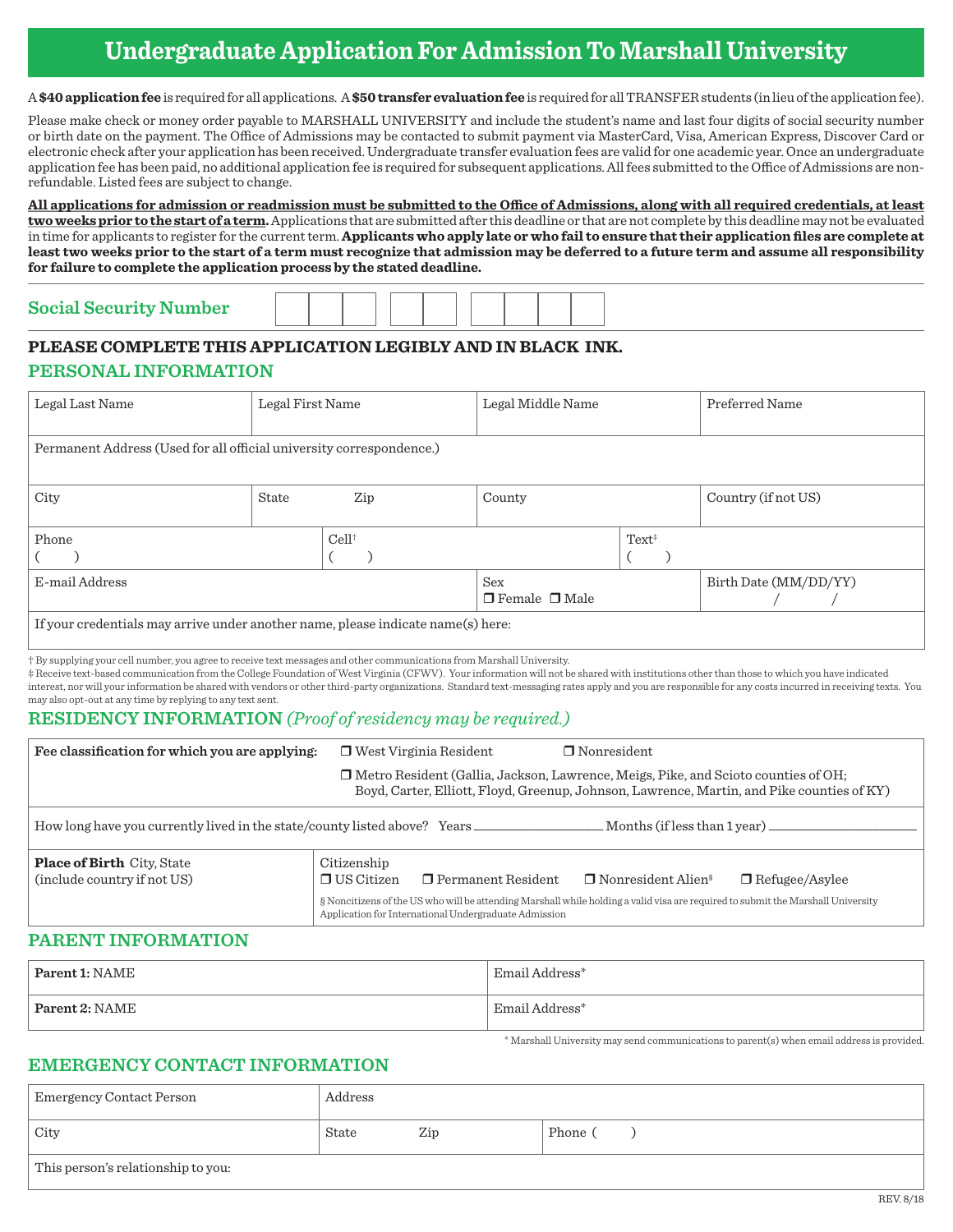# Undergraduate Application For Admission To Marshall University

A **$40 application fee** is required for all applications. A **$50 transfer evaluation fee** is required for all TRANSFER students (in lieu of the application fee).

Please make check or money order payable to MARSHALL UNIVERSITY and include the student's name and last four digits of social security number or birth date on the payment. The Office of Admissions may be contacted to submit payment via MasterCard, Visa, American Express, Discover Card or electronic check after your application has been received. Undergraduate transfer evaluation fees are valid for one academic year. Once an undergraduate application fee has been paid, no additional application fee is required for subsequent applications. All fees submitted to the Office of Admissions are non-refundable. Listed fees are subject to change.

**All applications for admission or readmission must be submitted to the Office of Admissions, along with all required credentials, at least two weeks prior to the start of a term.** Applications that are submitted after this deadline or that are not complete by this deadline may not be evaluated in time for applicants to register for the current term. **Applicants who apply late or who fail to ensure that their application files are complete at least two weeks prior to the start of a term must recognize that admission may be deferred to a future term and assume all responsibility for failure to complete the application process by the stated deadline.**

**Social Security Number** ☐☐☐ ☐☐ ☐☐☐☐

**PLEASE COMPLETE THIS APPLICATION LEGIBLY AND IN BLACK INK.**

## PERSONAL INFORMATION

| Legal Last Name | Legal First Name | Legal Middle Name | Preferred Name |
|---|---|---|---|
| Permanent Address (Used for all official university correspondence.) | | | |
| City | State Zip | County | Country (if not US) |
| Phone ( ) | Cell† ( ) | Text‡ ( ) | |
| E-mail Address | | Sex ❒ Female ❒ Male | Birth Date (MM/DD/YY) / / |
| If your credentials may arrive under another name, please indicate name(s) here: | | | |

† By supplying your cell number, you agree to receive text messages and other communications from Marshall University.

‡ Receive text-based communication from the College Foundation of West Virginia (CFWV). Your information will not be shared with institutions other than those to which you have indicated interest, nor will your information be shared with vendors or other third-party organizations. Standard text-messaging rates apply and you are responsible for any costs incurred in receiving texts. You may also opt-out at any time by replying to any text sent.

## RESIDENCY INFORMATION *(Proof of residency may be required.)*

| | |
|---|---|
| **Fee classification for which you are applying:** | ❒ West Virginia Resident ❒ Nonresident<br>❒ Metro Resident (Gallia, Jackson, Lawrence, Meigs, Pike, and Scioto counties of OH; Boyd, Carter, Elliott, Floyd, Greenup, Johnson, Lawrence, Martin, and Pike counties of KY) |
| How long have you currently lived in the state/county listed above? Years ______ Months (if less than 1 year) ______ | |
| **Place of Birth** City, State (include country if not US) | Citizenship ❒ US Citizen ❒ Permanent Resident ❒ Nonresident Alien§ ❒ Refugee/Asylee<br>§ Noncitizens of the US who will be attending Marshall while holding a valid visa are required to submit the Marshall University Application for International Undergraduate Admission |

## PARENT INFORMATION

| | |
|---|---|
| **Parent 1:** NAME | Email Address* |
| **Parent 2:** NAME | Email Address* |

\* Marshall University may send communications to parent(s) when email address is provided.

## EMERGENCY CONTACT INFORMATION

| | | |
|---|---|---|
| Emergency Contact Person | Address | |
| City | State Zip | Phone ( ) |
| This person's relationship to you: | | |

REV. 8/18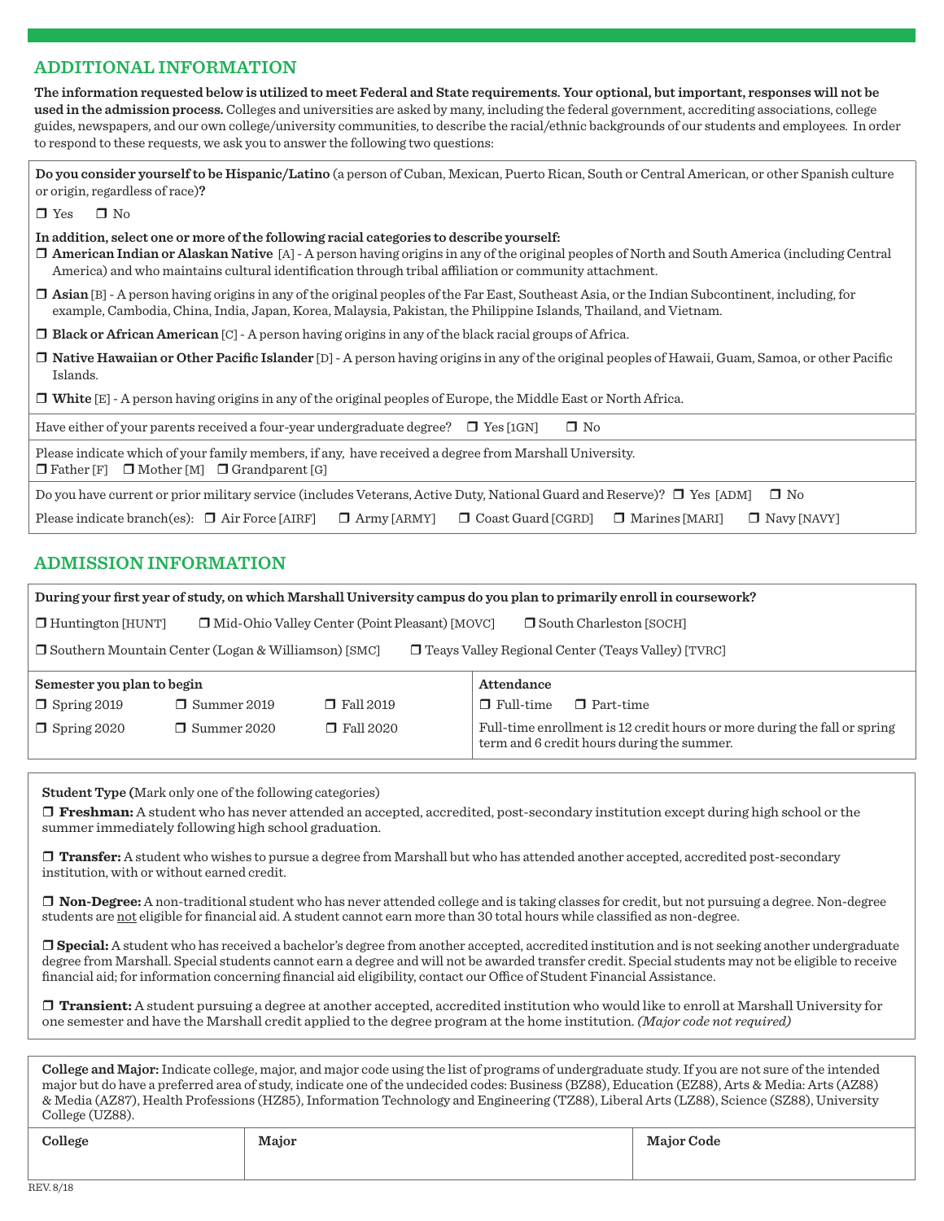## ADDITIONAL INFORMATION

**The information requested below is utilized to meet Federal and State requirements. Your optional, but important, responses will not be used in the admission process.** Colleges and universities are asked by many, including the federal government, accrediting associations, college guides, newspapers, and our own college/university communities, to describe the racial/ethnic backgrounds of our students and employees. In order to respond to these requests, we ask you to answer the following two questions:

**Do you consider yourself to be Hispanic/Latino** (a person of Cuban, Mexican, Puerto Rican, South or Central American, or other Spanish culture or origin, regardless of race)**?**

❒ Yes ❒ No

**In addition, select one or more of the following racial categories to describe yourself:**

❒ **American Indian or Alaskan Native** [A] - A person having origins in any of the original peoples of North and South America (including Central America) and who maintains cultural identification through tribal affiliation or community attachment.

❒ **Asian** [B] - A person having origins in any of the original peoples of the Far East, Southeast Asia, or the Indian Subcontinent, including, for example, Cambodia, China, India, Japan, Korea, Malaysia, Pakistan, the Philippine Islands, Thailand, and Vietnam.

❒ **Black or African American** [C] - A person having origins in any of the black racial groups of Africa.

❒ **Native Hawaiian or Other Pacific Islander** [D] - A person having origins in any of the original peoples of Hawaii, Guam, Samoa, or other Pacific Islands.

❒ **White** [E] - A person having origins in any of the original peoples of Europe, the Middle East or North Africa.

Have either of your parents received a four-year undergraduate degree? ❒ Yes [1GN] ❒ No

Please indicate which of your family members, if any, have received a degree from Marshall University.
❒ Father [F] ❒ Mother [M] ❒ Grandparent [G]

Do you have current or prior military service (includes Veterans, Active Duty, National Guard and Reserve)? ❒ Yes [ADM] ❒ No

Please indicate branch(es): ❒ Air Force [AIRF] ❒ Army [ARMY] ❒ Coast Guard [CGRD] ❒ Marines [MARI] ❒ Navy [NAVY]

## ADMISSION INFORMATION

**During your first year of study, on which Marshall University campus do you plan to primarily enroll in coursework?**

❒ Huntington [HUNT] ❒ Mid-Ohio Valley Center (Point Pleasant) [MOVC] ❒ South Charleston [SOCH]

❒ Southern Mountain Center (Logan & Williamson) [SMC] ❒ Teays Valley Regional Center (Teays Valley) [TVRC]

**Semester you plan to begin**

❒ Spring 2019 ❒ Summer 2019 ❒ Fall 2019

❒ Spring 2020 ❒ Summer 2020 ❒ Fall 2020

**Attendance**

❒ Full-time ❒ Part-time

Full-time enrollment is 12 credit hours or more during the fall or spring term and 6 credit hours during the summer.

**Student Type (**Mark only one of the following categories)

❒ **Freshman:** A student who has never attended an accepted, accredited, post-secondary institution except during high school or the summer immediately following high school graduation.

❒ **Transfer:** A student who wishes to pursue a degree from Marshall but who has attended another accepted, accredited post-secondary institution, with or without earned credit.

❒ **Non-Degree:** A non-traditional student who has never attended college and is taking classes for credit, but not pursuing a degree. Non-degree students are not eligible for financial aid. A student cannot earn more than 30 total hours while classified as non-degree.

❒ **Special:** A student who has received a bachelor's degree from another accepted, accredited institution and is not seeking another undergraduate degree from Marshall. Special students cannot earn a degree and will not be awarded transfer credit. Special students may not be eligible to receive financial aid; for information concerning financial aid eligibility, contact our Office of Student Financial Assistance.

❒ **Transient:** A student pursuing a degree at another accepted, accredited institution who would like to enroll at Marshall University for one semester and have the Marshall credit applied to the degree program at the home institution. *(Major code not required)*

**College and Major:** Indicate college, major, and major code using the list of programs of undergraduate study. If you are not sure of the intended major but do have a preferred area of study, indicate one of the undecided codes: Business (BZ88), Education (EZ88), Arts & Media: Arts (AZ88) & Media (AZ87), Health Professions (HZ85), Information Technology and Engineering (TZ88), Liberal Arts (LZ88), Science (SZ88), University College (UZ88).

| College | Major | Major Code |
|---|---|---|
| | | |

REV. 8/18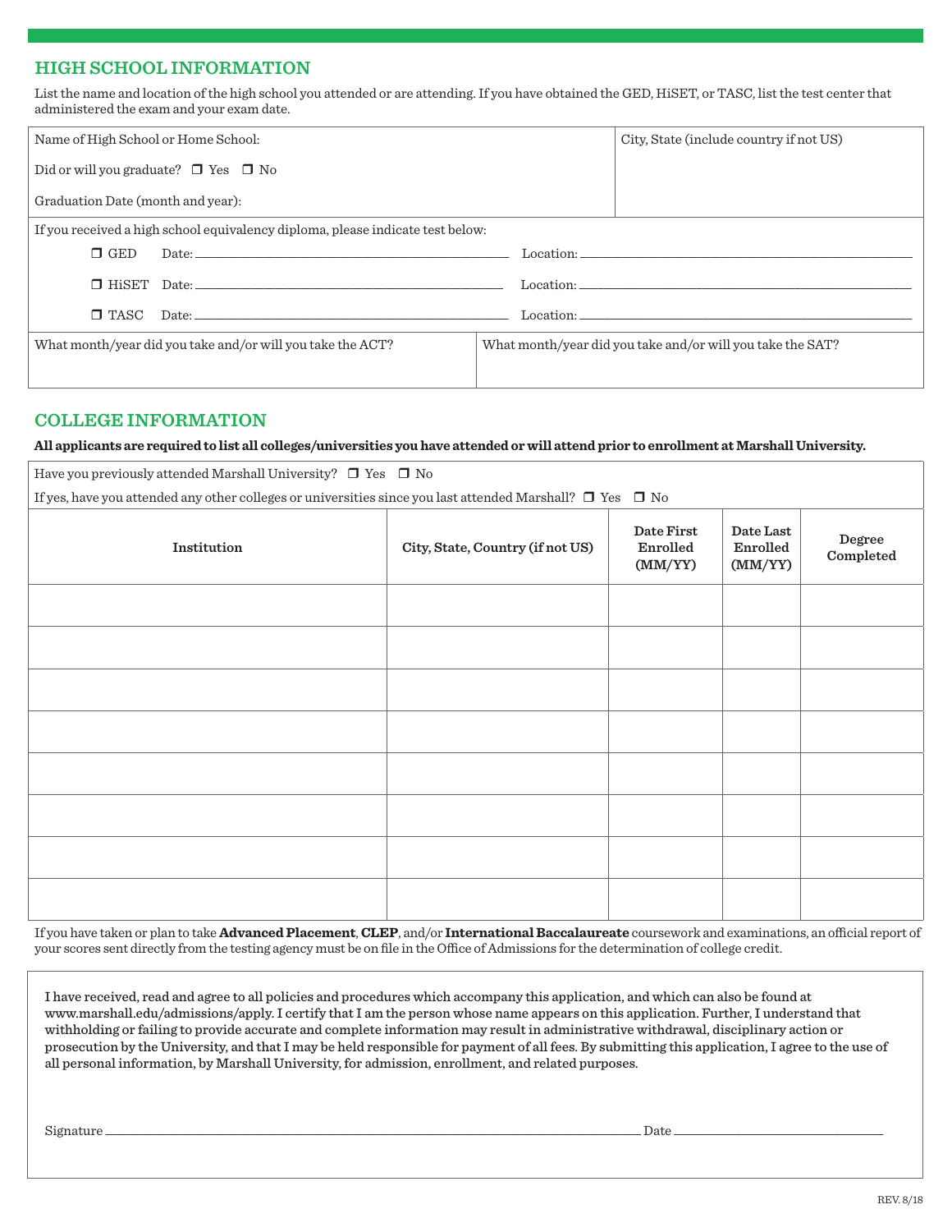## HIGH SCHOOL INFORMATION

List the name and location of the high school you attended or are attending. If you have obtained the GED, HiSET, or TASC, list the test center that administered the exam and your exam date.

| Name of High School or Home School: | City, State (include country if not US) |
|---|---|
| Did or will you graduate? ❒ Yes ❒ No | |
| Graduation Date (month and year): | |

If you received a high school equivalency diploma, please indicate test below:

❒ GED Date: ______________________ Location: ______________________

❒ HiSET Date: ______________________ Location: ______________________

❒ TASC Date: ______________________ Location: ______________________

| What month/year did you take and/or will you take the ACT? | What month/year did you take and/or will you take the SAT? |
|---|---|
| | |

## COLLEGE INFORMATION

**All applicants are required to list all colleges/universities you have attended or will attend prior to enrollment at Marshall University.**

Have you previously attended Marshall University? ❒ Yes ❒ No

If yes, have you attended any other colleges or universities since you last attended Marshall? ❒ Yes ❒ No

| Institution | City, State, Country (if not US) | Date First Enrolled (MM/YY) | Date Last Enrolled (MM/YY) | Degree Completed |
|---|---|---|---|---|
| | | | | |
| | | | | |
| | | | | |
| | | | | |
| | | | | |
| | | | | |
| | | | | |
| | | | | |

If you have taken or plan to take **Advanced Placement**, **CLEP**, and/or **International Baccalaureate** coursework and examinations, an official report of your scores sent directly from the testing agency must be on file in the Office of Admissions for the determination of college credit.

I have received, read and agree to all policies and procedures which accompany this application, and which can also be found at www.marshall.edu/admissions/apply. I certify that I am the person whose name appears on this application. Further, I understand that withholding or failing to provide accurate and complete information may result in administrative withdrawal, disciplinary action or prosecution by the University, and that I may be held responsible for payment of all fees. By submitting this application, I agree to the use of all personal information, by Marshall University, for admission, enrollment, and related purposes.

Signature ______________________________________ Date ____________________

REV. 8/18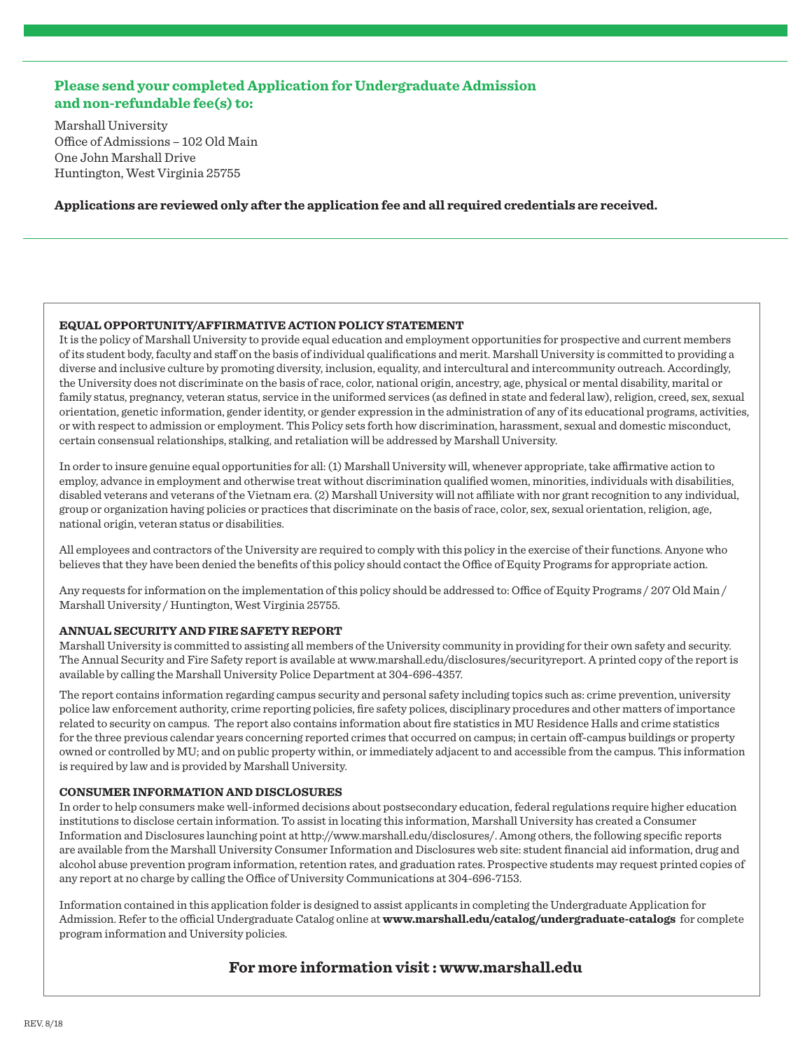## Please send your completed Application for Undergraduate Admission and non-refundable fee(s) to:

Marshall University
Office of Admissions – 102 Old Main
One John Marshall Drive
Huntington, West Virginia 25755

**Applications are reviewed only after the application fee and all required credentials are received.**

### EQUAL OPPORTUNITY/AFFIRMATIVE ACTION POLICY STATEMENT

It is the policy of Marshall University to provide equal education and employment opportunities for prospective and current members of its student body, faculty and staff on the basis of individual qualifications and merit. Marshall University is committed to providing a diverse and inclusive culture by promoting diversity, inclusion, equality, and intercultural and intercommunity outreach. Accordingly, the University does not discriminate on the basis of race, color, national origin, ancestry, age, physical or mental disability, marital or family status, pregnancy, veteran status, service in the uniformed services (as defined in state and federal law), religion, creed, sex, sexual orientation, genetic information, gender identity, or gender expression in the administration of any of its educational programs, activities, or with respect to admission or employment. This Policy sets forth how discrimination, harassment, sexual and domestic misconduct, certain consensual relationships, stalking, and retaliation will be addressed by Marshall University.

In order to insure genuine equal opportunities for all: (1) Marshall University will, whenever appropriate, take affirmative action to employ, advance in employment and otherwise treat without discrimination qualified women, minorities, individuals with disabilities, disabled veterans and veterans of the Vietnam era. (2) Marshall University will not affiliate with nor grant recognition to any individual, group or organization having policies or practices that discriminate on the basis of race, color, sex, sexual orientation, religion, age, national origin, veteran status or disabilities.

All employees and contractors of the University are required to comply with this policy in the exercise of their functions. Anyone who believes that they have been denied the benefits of this policy should contact the Office of Equity Programs for appropriate action.

Any requests for information on the implementation of this policy should be addressed to: Office of Equity Programs / 207 Old Main / Marshall University / Huntington, West Virginia 25755.

### ANNUAL SECURITY AND FIRE SAFETY REPORT

Marshall University is committed to assisting all members of the University community in providing for their own safety and security. The Annual Security and Fire Safety report is available at www.marshall.edu/disclosures/securityreport. A printed copy of the report is available by calling the Marshall University Police Department at 304-696-4357.

The report contains information regarding campus security and personal safety including topics such as: crime prevention, university police law enforcement authority, crime reporting policies, fire safety polices, disciplinary procedures and other matters of importance related to security on campus. The report also contains information about fire statistics in MU Residence Halls and crime statistics for the three previous calendar years concerning reported crimes that occurred on campus; in certain off-campus buildings or property owned or controlled by MU; and on public property within, or immediately adjacent to and accessible from the campus. This information is required by law and is provided by Marshall University.

### CONSUMER INFORMATION AND DISCLOSURES

In order to help consumers make well-informed decisions about postsecondary education, federal regulations require higher education institutions to disclose certain information. To assist in locating this information, Marshall University has created a Consumer Information and Disclosures launching point at http://www.marshall.edu/disclosures/. Among others, the following specific reports are available from the Marshall University Consumer Information and Disclosures web site: student financial aid information, drug and alcohol abuse prevention program information, retention rates, and graduation rates. Prospective students may request printed copies of any report at no charge by calling the Office of University Communications at 304-696-7153.

Information contained in this application folder is designed to assist applicants in completing the Undergraduate Application for Admission. Refer to the official Undergraduate Catalog online at **www.marshall.edu/catalog/undergraduate-catalogs** for complete program information and University policies.

## For more information visit : www.marshall.edu

REV. 8/18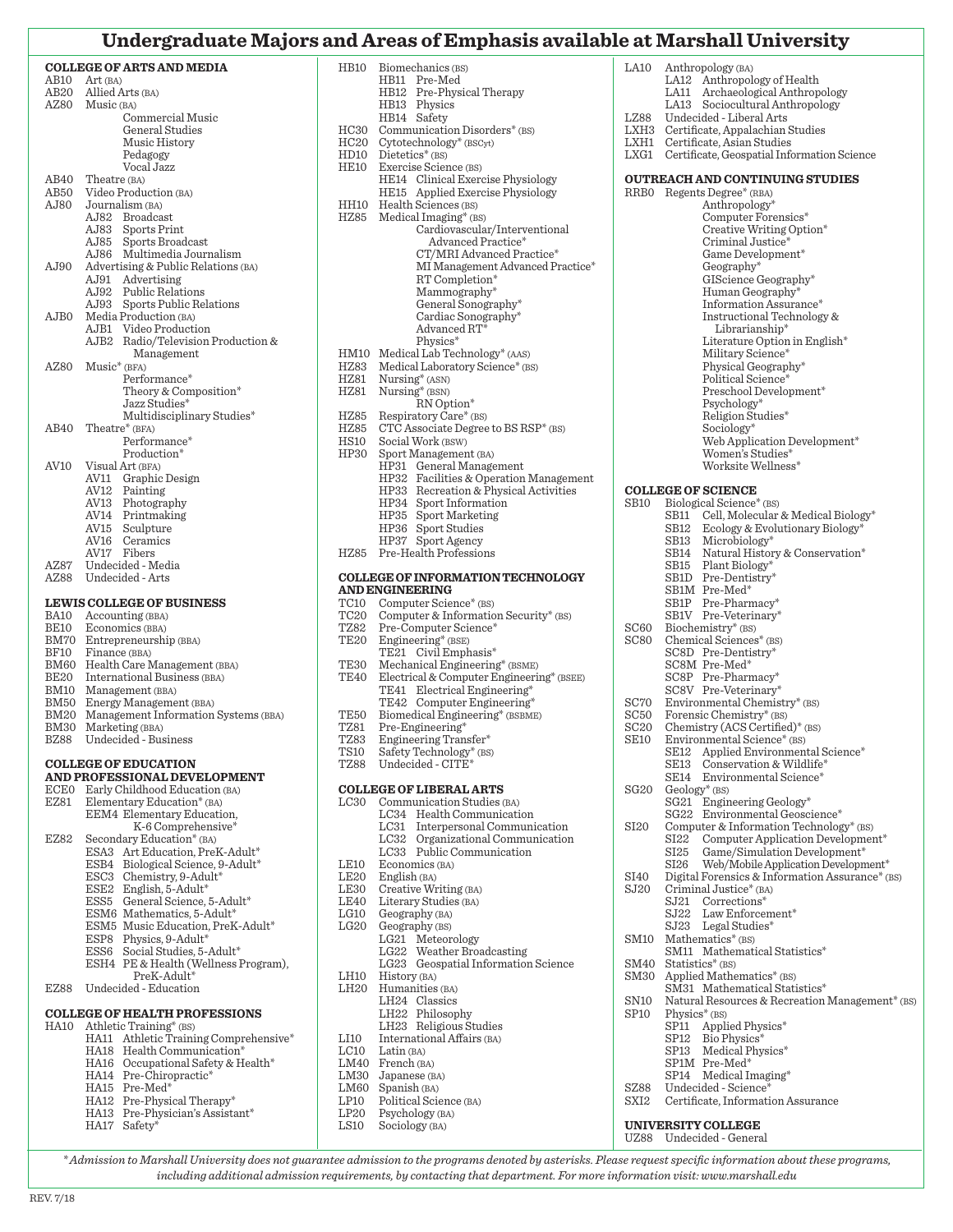# Undergraduate Majors and Areas of Emphasis available at Marshall University

## COLLEGE OF ARTS AND MEDIA

- AB10 Art (BA)
- AB20 Allied Arts (BA)
- AZ80 Music (BA)
  - Commercial Music
  - General Studies
  - Music History
  - Pedagogy
  - Vocal Jazz
- AB40 Theatre (BA)
- AB50 Video Production (BA)
- AJ80 Journalism (BA)
  - AJ82 Broadcast
  - AJ83 Sports Print
  - AJ85 Sports Broadcast
  - AJ86 Multimedia Journalism
- AJ90 Advertising & Public Relations (BA)
  - AJ91 Advertising
  - AJ92 Public Relations
  - AJ93 Sports Public Relations
- AJB0 Media Production (BA)
  - AJB1 Video Production
  - AJB2 Radio/Television Production & Management
- AZ80 Music* (BFA)
  - Performance*
  - Theory & Composition*
  - Jazz Studies*
  - Multidisciplinary Studies*
- AB40 Theatre* (BFA)
  - Performance*
  - Production*
- AV10 Visual Art (BFA)
  - AV11 Graphic Design
  - AV12 Painting
  - AV13 Photography
  - AV14 Printmaking
  - AV15 Sculpture
  - AV16 Ceramics
  - AV17 Fibers
- AZ87 Undecided - Media
- AZ88 Undecided - Arts

## LEWIS COLLEGE OF BUSINESS

- BA10 Accounting (BBA)
- BE10 Economics (BBA)
- BM70 Entrepreneurship (BBA)
- BF10 Finance (BBA)
- BM60 Health Care Management (BBA)
- BE20 International Business (BBA)
- BM10 Management (BBA)
- BM50 Energy Management (BBA)
- BM20 Management Information Systems (BBA)
- BM30 Marketing (BBA)
- BZ88 Undecided - Business

## COLLEGE OF EDUCATION AND PROFESSIONAL DEVELOPMENT

- ECE0 Early Childhood Education (BA)
- EZ81 Elementary Education* (BA)
  - EEM4 Elementary Education, K-6 Comprehensive*
- EZ82 Secondary Education* (BA)
  - ESA3 Art Education, PreK-Adult*
  - ESB4 Biological Science, 9-Adult*
  - ESC3 Chemistry, 9-Adult*
  - ESE2 English, 5-Adult*
  - ESS5 General Science, 5-Adult*
  - ESM6 Mathematics, 5-Adult*
  - ESM5 Music Education, PreK-Adult*
  - ESP8 Physics, 9-Adult*
  - ESS6 Social Studies, 5-Adult*
  - ESH4 PE & Health (Wellness Program), PreK-Adult*
- EZ88 Undecided - Education

## COLLEGE OF HEALTH PROFESSIONS

- HA10 Athletic Training* (BS)
  - HA11 Athletic Training Comprehensive*
  - HA18 Health Communication*
  - HA16 Occupational Safety & Health*
  - HA14 Pre-Chiropractic*
  - HA15 Pre-Med*
  - HA12 Pre-Physical Therapy*
  - HA13 Pre-Physician's Assistant*
  - HA17 Safety*
- HB10 Biomechanics (BS)
  - HB11 Pre-Med
  - HB12 Pre-Physical Therapy
  - HB13 Physics
  - HB14 Safety
- HC30 Communication Disorders* (BS)
- HC20 Cytotechnology* (BSCyt)
- HD10 Dietetics* (BS)
- HE10 Exercise Science (BS)
  - HE14 Clinical Exercise Physiology
  - HE15 Applied Exercise Physiology
- HH10 Health Sciences (BS)
- HZ85 Medical Imaging* (BS)
  - Cardiovascular/Interventional Advanced Practice*
  - CT/MRI Advanced Practice*
  - MI Management Advanced Practice*
  - RT Completion*
  - Mammography*
  - General Sonography*
  - Cardiac Sonography*
  - Advanced RT*
  - Physics*
- HM10 Medical Lab Technology* (AAS)
- HZ83 Medical Laboratory Science* (BS)
- HZ81 Nursing* (ASN)
- HZ81 Nursing* (BSN)
  - RN Option*
- HZ85 Respiratory Care* (BS)
- HZ85 CTC Associate Degree to BS RSP* (BS)
- HS10 Social Work (BSW)
- HP30 Sport Management (BA)
  - HP31 General Management
  - HP32 Facilities & Operation Management
  - HP33 Recreation & Physical Activities
  - HP34 Sport Information
  - HP35 Sport Marketing
  - HP36 Sport Studies
  - HP37 Sport Agency
- HZ85 Pre-Health Professions

## COLLEGE OF INFORMATION TECHNOLOGY AND ENGINEERING

- TC10 Computer Science* (BS)
- TC20 Computer & Information Security* (BS)
- TZ82 Pre-Computer Science*
- TE20 Engineering* (BSE)
  - TE21 Civil Emphasis*
- TE30 Mechanical Engineering* (BSME)
- TE40 Electrical & Computer Engineering* (BSEE)
  - TE41 Electrical Engineering*
  - TE42 Computer Engineering*
- TE50 Biomedical Engineering* (BSBME)
- TZ81 Pre-Engineering*
- TZ83 Engineering Transfer*
- TS10 Safety Technology* (BS)
- TZ88 Undecided - CITE*

## COLLEGE OF LIBERAL ARTS

- LC30 Communication Studies (BA)
  - LC34 Health Communication
  - LC31 Interpersonal Communication
  - LC32 Organizational Communication
  - LC33 Public Communication
- LE10 Economics (BA)
- LE20 English (BA)
- LE30 Creative Writing (BA)
- LE40 Literary Studies (BA)
- LG10 Geography (BA)
- LG20 Geography (BS)
  - LG21 Meteorology
  - LG22 Weather Broadcasting
  - LG23 Geospatial Information Science
- LH10 History (BA)
- LH20 Humanities (BA)
  - LH24 Classics
  - LH22 Philosophy
  - LH23 Religious Studies
- LI10 International Affairs (BA)
- LC10 Latin (BA)
- LM40 French (BA)
- LM30 Japanese (BA)
- LM60 Spanish (BA)
- LP10 Political Science (BA)
- LP20 Psychology (BA)
- LS10 Sociology (BA)
- LA10 Anthropology (BA)
  - LA12 Anthropology of Health
  - LA11 Archaeological Anthropology
  - LA13 Sociocultural Anthropology
- LZ88 Undecided - Liberal Arts
- LXH3 Certificate, Appalachian Studies
- LXH1 Certificate, Asian Studies
- LXG1 Certificate, Geospatial Information Science

## OUTREACH AND CONTINUING STUDIES

- RRB0 Regents Degree* (RBA)
  - Anthropology*
  - Computer Forensics*
  - Creative Writing Option*
  - Criminal Justice*
  - Game Development*
  - Geography*
  - GIScience Geography*
  - Human Geography*
  - Information Assurance*
  - Instructional Technology & Librarianship*
  - Literature Option in English*
  - Military Science*
  - Physical Geography*
  - Political Science*
  - Preschool Development*
  - Psychology*
  - Religion Studies*
  - Sociology*
  - Web Application Development*
  - Women's Studies*
  - Worksite Wellness*

## COLLEGE OF SCIENCE

- SB10 Biological Science* (BS)
  - SB11 Cell, Molecular & Medical Biology*
  - SB12 Ecology & Evolutionary Biology*
  - SB13 Microbiology*
  - SB14 Natural History & Conservation*
  - SB15 Plant Biology*
  - SB1D Pre-Dentistry*
  - SB1M Pre-Med*
  - SB1P Pre-Pharmacy*
  - SB1V Pre-Veterinary*
- SC60 Biochemistry* (BS)
- SC80 Chemical Sciences* (BS)
  - SC8D Pre-Dentistry*
  - SC8M Pre-Med*
  - SC8P Pre-Pharmacy*
  - SC8V Pre-Veterinary*
- SC70 Environmental Chemistry* (BS)
- SC50 Forensic Chemistry* (BS)
- SC20 Chemistry (ACS Certified)* (BS)
- SE10 Environmental Science* (BS)
  - SE12 Applied Environmental Science*
  - SE13 Conservation & Wildlife*
  - SE14 Environmental Science*
- SG20 Geology* (BS)
  - SG21 Engineering Geology*
  - SG22 Environmental Geoscience*
- SI20 Computer & Information Technology* (BS)
  - SI22 Computer Application Development*
  - SI25 Game/Simulation Development*
  - SI26 Web/Mobile Application Development*
- SI40 Digital Forensics & Information Assurance* (BS)
- SJ20 Criminal Justice* (BA)
  - SJ21 Corrections*
  - SJ22 Law Enforcement*
  - SJ23 Legal Studies*
- SM10 Mathematics* (BS)
  - SM11 Mathematical Statistics*
- SM40 Statistics* (BS)
- SM30 Applied Mathematics* (BS)
  - SM31 Mathematical Statistics*
- SN10 Natural Resources & Recreation Management* (BS)
- SP10 Physics* (BS)
  - SP11 Applied Physics*
  - SP12 Bio Physics*
  - SP13 Medical Physics*
  - SP1M Pre-Med*
  - SP14 Medical Imaging*
- SZ88 Undecided - Science*
- SXI2 Certificate, Information Assurance

## UNIVERSITY COLLEGE

- UZ88 Undecided - General

*\* Admission to Marshall University does not guarantee admission to the programs denoted by asterisks. Please request specific information about these programs, including additional admission requirements, by contacting that department. For more information visit: www.marshall.edu*

REV. 7/18